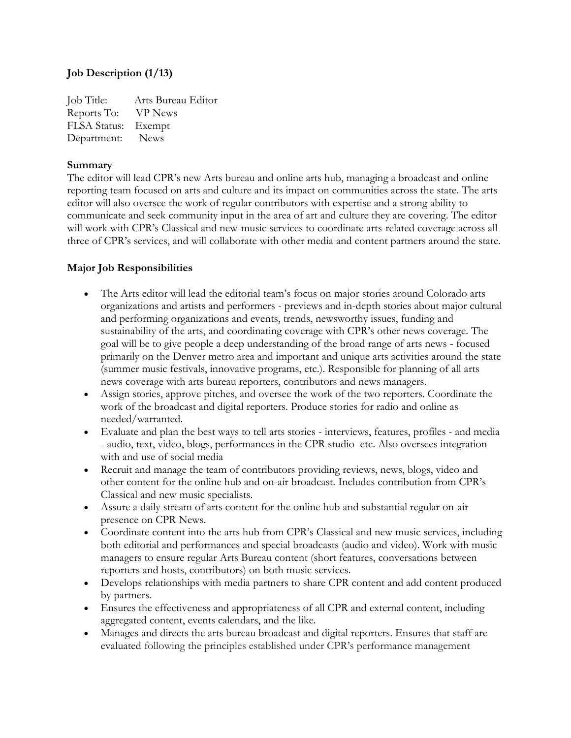**Job Description (1/13)**

Job Title: Arts Bureau Editor
Reports To: VP News
FLSA Status: Exempt
Department: News

**Summary**

The editor will lead CPR's new Arts bureau and online arts hub, managing a broadcast and online reporting team focused on arts and culture and its impact on communities across the state. The arts editor will also oversee the work of regular contributors with expertise and a strong ability to communicate and seek community input in the area of art and culture they are covering. The editor will work with CPR's Classical and new-music services to coordinate arts-related coverage across all three of CPR's services, and will collaborate with other media and content partners around the state.

**Major Job Responsibilities**

- The Arts editor will lead the editorial team's focus on major stories around Colorado arts organizations and artists and performers - previews and in-depth stories about major cultural and performing organizations and events, trends, newsworthy issues, funding and sustainability of the arts, and coordinating coverage with CPR's other news coverage. The goal will be to give people a deep understanding of the broad range of arts news - focused primarily on the Denver metro area and important and unique arts activities around the state (summer music festivals, innovative programs, etc.). Responsible for planning of all arts news coverage with arts bureau reporters, contributors and news managers.
- Assign stories, approve pitches, and oversee the work of the two reporters. Coordinate the work of the broadcast and digital reporters. Produce stories for radio and online as needed/warranted.
- Evaluate and plan the best ways to tell arts stories - interviews, features, profiles - and media - audio, text, video, blogs, performances in the CPR studio etc. Also oversees integration with and use of social media
- Recruit and manage the team of contributors providing reviews, news, blogs, video and other content for the online hub and on-air broadcast. Includes contribution from CPR's Classical and new music specialists.
- Assure a daily stream of arts content for the online hub and substantial regular on-air presence on CPR News.
- Coordinate content into the arts hub from CPR's Classical and new music services, including both editorial and performances and special broadcasts (audio and video). Work with music managers to ensure regular Arts Bureau content (short features, conversations between reporters and hosts, contributors) on both music services.
- Develops relationships with media partners to share CPR content and add content produced by partners.
- Ensures the effectiveness and appropriateness of all CPR and external content, including aggregated content, events calendars, and the like.
- Manages and directs the arts bureau broadcast and digital reporters. Ensures that staff are evaluated following the principles established under CPR's performance management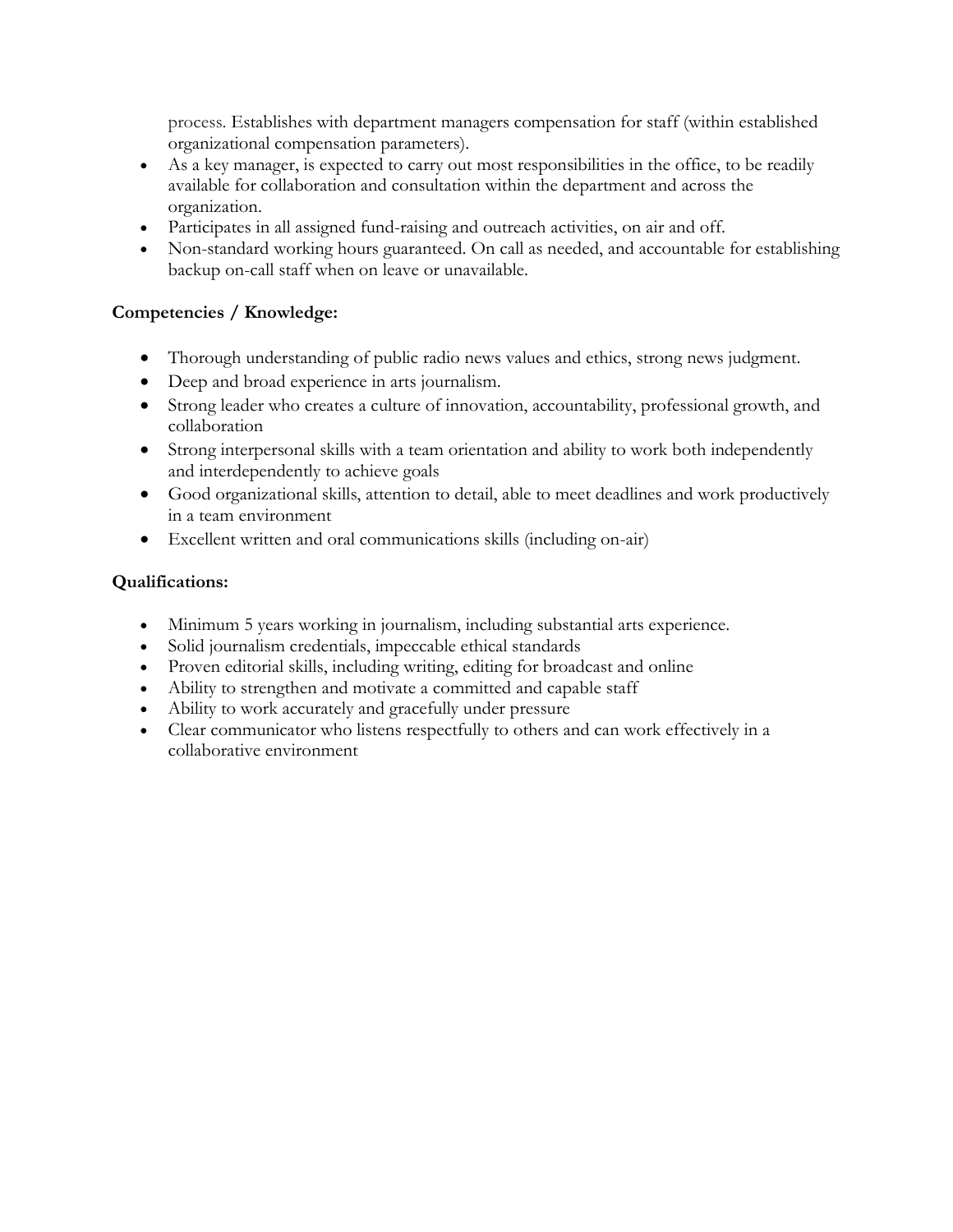process. Establishes with department managers compensation for staff (within established organizational compensation parameters).

- As a key manager, is expected to carry out most responsibilities in the office, to be readily available for collaboration and consultation within the department and across the organization.
- Participates in all assigned fund-raising and outreach activities, on air and off.
- Non-standard working hours guaranteed. On call as needed, and accountable for establishing backup on-call staff when on leave or unavailable.

**Competencies / Knowledge:**

- Thorough understanding of public radio news values and ethics, strong news judgment.
- Deep and broad experience in arts journalism.
- Strong leader who creates a culture of innovation, accountability, professional growth, and collaboration
- Strong interpersonal skills with a team orientation and ability to work both independently and interdependently to achieve goals
- Good organizational skills, attention to detail, able to meet deadlines and work productively in a team environment
- Excellent written and oral communications skills (including on-air)

**Qualifications:**

- Minimum 5 years working in journalism, including substantial arts experience.
- Solid journalism credentials, impeccable ethical standards
- Proven editorial skills, including writing, editing for broadcast and online
- Ability to strengthen and motivate a committed and capable staff
- Ability to work accurately and gracefully under pressure
- Clear communicator who listens respectfully to others and can work effectively in a collaborative environment